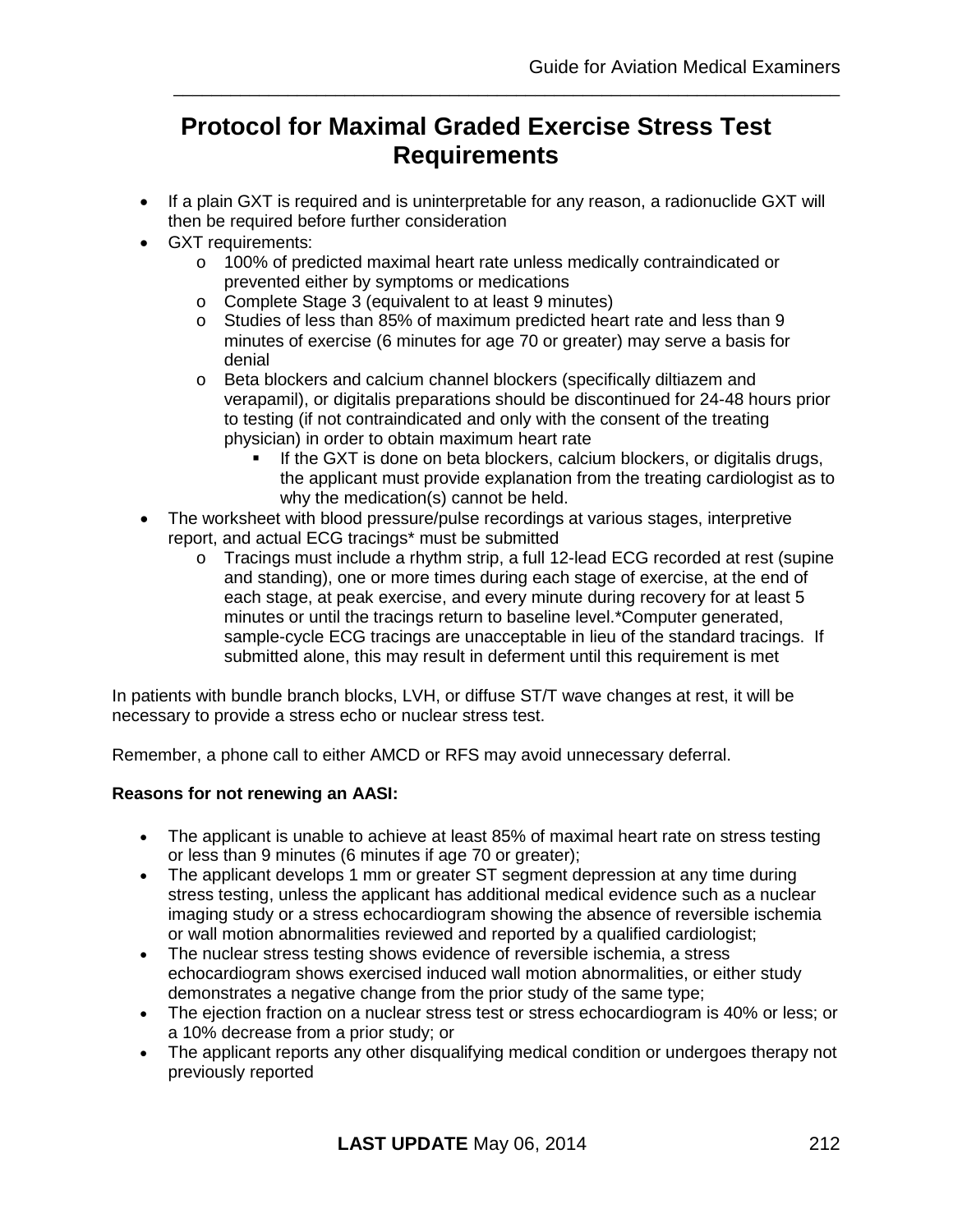# Protocol for Maximal Graded Exercise Stress Test Requirements

- If a plain GXT is required and is uninterpretable for any reason, a radionuclide GXT will then be required before further consideration
- GXT requirements:
  - 100% of predicted maximal heart rate unless medically contraindicated or prevented either by symptoms or medications
  - Complete Stage 3 (equivalent to at least 9 minutes)
  - Studies of less than 85% of maximum predicted heart rate and less than 9 minutes of exercise (6 minutes for age 70 or greater) may serve a basis for denial
  - Beta blockers and calcium channel blockers (specifically diltiazem and verapamil), or digitalis preparations should be discontinued for 24-48 hours prior to testing (if not contraindicated and only with the consent of the treating physician) in order to obtain maximum heart rate
    - If the GXT is done on beta blockers, calcium blockers, or digitalis drugs, the applicant must provide explanation from the treating cardiologist as to why the medication(s) cannot be held.
- The worksheet with blood pressure/pulse recordings at various stages, interpretive report, and actual ECG tracings* must be submitted
  - Tracings must include a rhythm strip, a full 12-lead ECG recorded at rest (supine and standing), one or more times during each stage of exercise, at the end of each stage, at peak exercise, and every minute during recovery for at least 5 minutes or until the tracings return to baseline level.*Computer generated, sample-cycle ECG tracings are unacceptable in lieu of the standard tracings. If submitted alone, this may result in deferment until this requirement is met

In patients with bundle branch blocks, LVH, or diffuse ST/T wave changes at rest, it will be necessary to provide a stress echo or nuclear stress test.

Remember, a phone call to either AMCD or RFS may avoid unnecessary deferral.

**Reasons for not renewing an AASI:**

- The applicant is unable to achieve at least 85% of maximal heart rate on stress testing or less than 9 minutes (6 minutes if age 70 or greater);
- The applicant develops 1 mm or greater ST segment depression at any time during stress testing, unless the applicant has additional medical evidence such as a nuclear imaging study or a stress echocardiogram showing the absence of reversible ischemia or wall motion abnormalities reviewed and reported by a qualified cardiologist;
- The nuclear stress testing shows evidence of reversible ischemia, a stress echocardiogram shows exercised induced wall motion abnormalities, or either study demonstrates a negative change from the prior study of the same type;
- The ejection fraction on a nuclear stress test or stress echocardiogram is 40% or less; or a 10% decrease from a prior study; or
- The applicant reports any other disqualifying medical condition or undergoes therapy not previously reported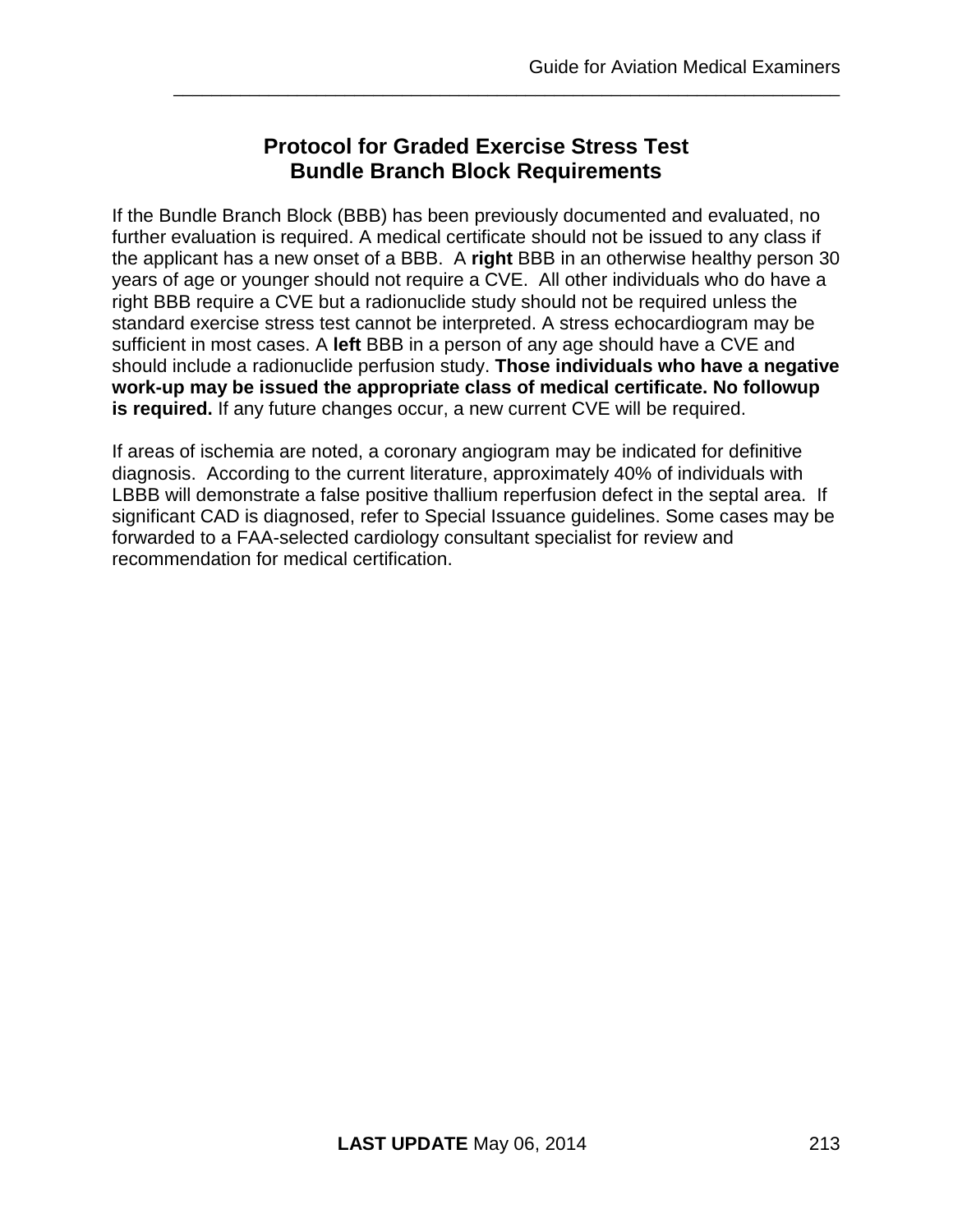## Protocol for Graded Exercise Stress Test
## Bundle Branch Block Requirements

If the Bundle Branch Block (BBB) has been previously documented and evaluated, no further evaluation is required. A medical certificate should not be issued to any class if the applicant has a new onset of a BBB. A **right** BBB in an otherwise healthy person 30 years of age or younger should not require a CVE. All other individuals who do have a right BBB require a CVE but a radionuclide study should not be required unless the standard exercise stress test cannot be interpreted. A stress echocardiogram may be sufficient in most cases. A **left** BBB in a person of any age should have a CVE and should include a radionuclide perfusion study. **Those individuals who have a negative work-up may be issued the appropriate class of medical certificate. No followup is required.** If any future changes occur, a new current CVE will be required.

If areas of ischemia are noted, a coronary angiogram may be indicated for definitive diagnosis. According to the current literature, approximately 40% of individuals with LBBB will demonstrate a false positive thallium reperfusion defect in the septal area. If significant CAD is diagnosed, refer to Special Issuance guidelines. Some cases may be forwarded to a FAA-selected cardiology consultant specialist for review and recommendation for medical certification.